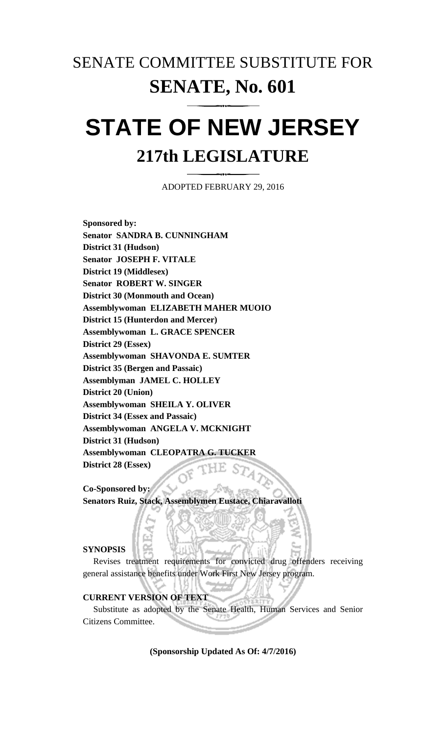# SENATE COMMITTEE SUBSTITUTE FOR

# SENATE, No. 601

# STATE OF NEW JERSEY

## 217th LEGISLATURE

ADOPTED FEBRUARY 29, 2016

**Sponsored by:**
**Senator SANDRA B. CUNNINGHAM**
**District 31 (Hudson)**
**Senator JOSEPH F. VITALE**
**District 19 (Middlesex)**
**Senator ROBERT W. SINGER**
**District 30 (Monmouth and Ocean)**
**Assemblywoman ELIZABETH MAHER MUOIO**
**District 15 (Hunterdon and Mercer)**
**Assemblywoman L. GRACE SPENCER**
**District 29 (Essex)**
**Assemblywoman SHAVONDA E. SUMTER**
**District 35 (Bergen and Passaic)**
**Assemblyman JAMEL C. HOLLEY**
**District 20 (Union)**
**Assemblywoman SHEILA Y. OLIVER**
**District 34 (Essex and Passaic)**
**Assemblywoman ANGELA V. MCKNIGHT**
**District 31 (Hudson)**
**Assemblywoman CLEOPATRA G. TUCKER**
**District 28 (Essex)**

**Co-Sponsored by:**
**Senators Ruiz, Stack, Assemblymen Eustace, Chiaravalloti**

**SYNOPSIS**

Revises treatment requirements for convicted drug offenders receiving general assistance benefits under Work First New Jersey program.

**CURRENT VERSION OF TEXT**

Substitute as adopted by the Senate Health, Human Services and Senior Citizens Committee.

**(Sponsorship Updated As Of: 4/7/2016)**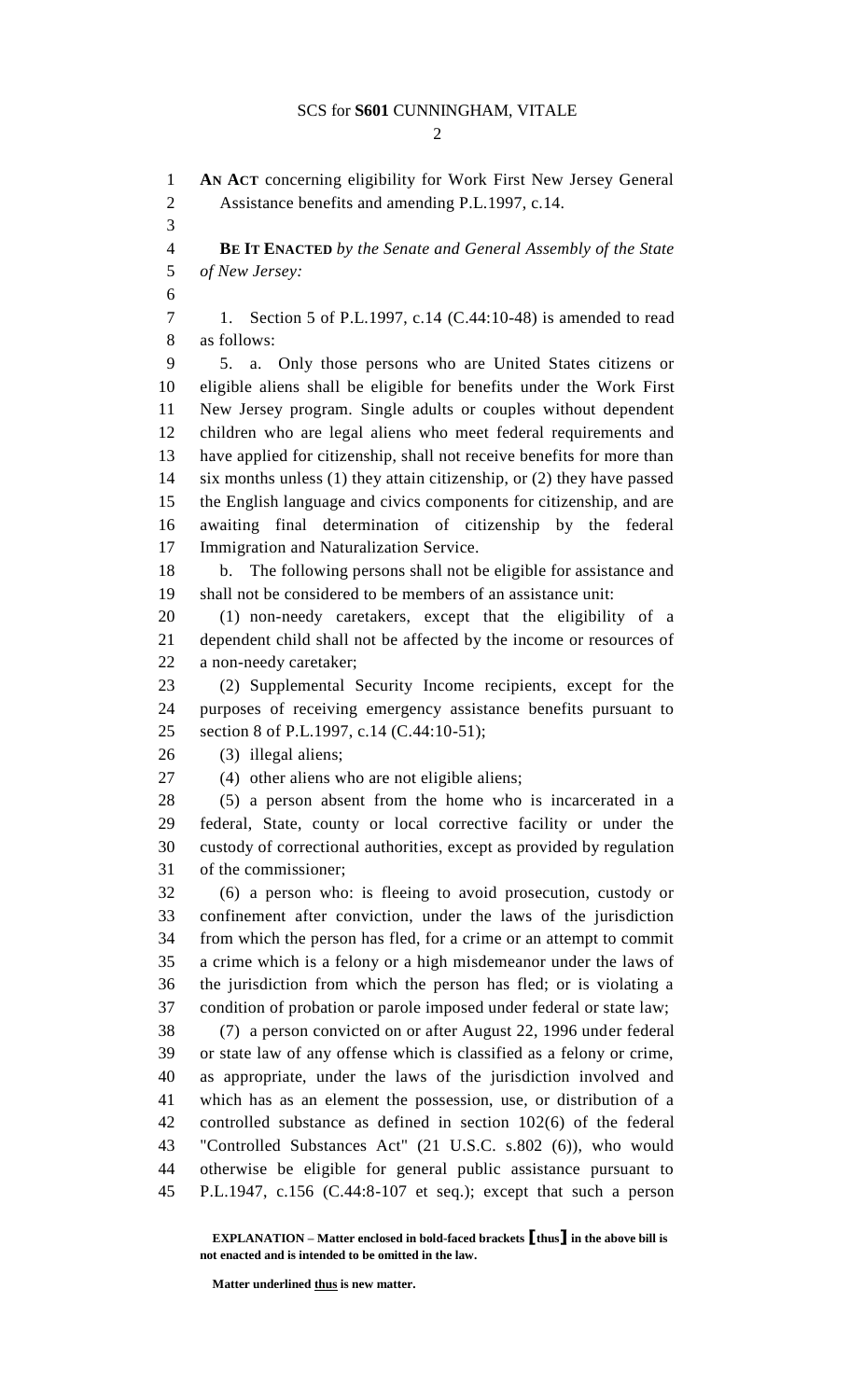**AN ACT** concerning eligibility for Work First New Jersey General Assistance benefits and amending P.L.1997, c.14.

**BE IT ENACTED** *by the Senate and General Assembly of the State of New Jersey:*

1. Section 5 of P.L.1997, c.14 (C.44:10-48) is amended to read as follows:

5. a. Only those persons who are United States citizens or eligible aliens shall be eligible for benefits under the Work First New Jersey program. Single adults or couples without dependent children who are legal aliens who meet federal requirements and have applied for citizenship, shall not receive benefits for more than six months unless (1) they attain citizenship, or (2) they have passed the English language and civics components for citizenship, and are awaiting final determination of citizenship by the federal Immigration and Naturalization Service.

b. The following persons shall not be eligible for assistance and shall not be considered to be members of an assistance unit:

(1) non-needy caretakers, except that the eligibility of a dependent child shall not be affected by the income or resources of a non-needy caretaker;

(2) Supplemental Security Income recipients, except for the purposes of receiving emergency assistance benefits pursuant to section 8 of P.L.1997, c.14 (C.44:10-51);

(3) illegal aliens;

(4) other aliens who are not eligible aliens;

(5) a person absent from the home who is incarcerated in a federal, State, county or local corrective facility or under the custody of correctional authorities, except as provided by regulation of the commissioner;

(6) a person who: is fleeing to avoid prosecution, custody or confinement after conviction, under the laws of the jurisdiction from which the person has fled, for a crime or an attempt to commit a crime which is a felony or a high misdemeanor under the laws of the jurisdiction from which the person has fled; or is violating a condition of probation or parole imposed under federal or state law;

(7) a person convicted on or after August 22, 1996 under federal or state law of any offense which is classified as a felony or crime, as appropriate, under the laws of the jurisdiction involved and which has as an element the possession, use, or distribution of a controlled substance as defined in section 102(6) of the federal "Controlled Substances Act" (21 U.S.C. s.802 (6)), who would otherwise be eligible for general public assistance pursuant to P.L.1947, c.156 (C.44:8-107 et seq.); except that such a person

**EXPLANATION – Matter enclosed in bold-faced brackets [thus] in the above bill is not enacted and is intended to be omitted in the law.**

**Matter underlined thus is new matter.**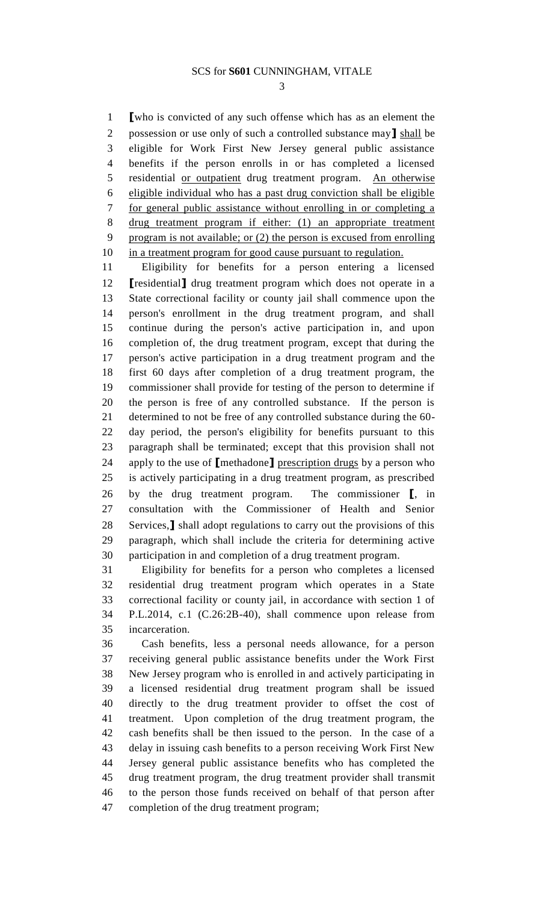⟦who is convicted of any such offense which has as an element the possession or use only of such a controlled substance may⟧ shall be eligible for Work First New Jersey general public assistance benefits if the person enrolls in or has completed a licensed residential or outpatient drug treatment program. An otherwise eligible individual who has a past drug conviction shall be eligible for general public assistance without enrolling in or completing a drug treatment program if either: (1) an appropriate treatment program is not available; or (2) the person is excused from enrolling in a treatment program for good cause pursuant to regulation.

Eligibility for benefits for a person entering a licensed ⟦residential⟧ drug treatment program which does not operate in a State correctional facility or county jail shall commence upon the person's enrollment in the drug treatment program, and shall continue during the person's active participation in, and upon completion of, the drug treatment program, except that during the person's active participation in a drug treatment program and the first 60 days after completion of a drug treatment program, the commissioner shall provide for testing of the person to determine if the person is free of any controlled substance. If the person is determined to not be free of any controlled substance during the 60-day period, the person's eligibility for benefits pursuant to this paragraph shall be terminated; except that this provision shall not apply to the use of ⟦methadone⟧ prescription drugs by a person who is actively participating in a drug treatment program, as prescribed by the drug treatment program. The commissioner ⟦, in consultation with the Commissioner of Health and Senior Services,⟧ shall adopt regulations to carry out the provisions of this paragraph, which shall include the criteria for determining active participation in and completion of a drug treatment program.

Eligibility for benefits for a person who completes a licensed residential drug treatment program which operates in a State correctional facility or county jail, in accordance with section 1 of P.L.2014, c.1 (C.26:2B-40), shall commence upon release from incarceration.

Cash benefits, less a personal needs allowance, for a person receiving general public assistance benefits under the Work First New Jersey program who is enrolled in and actively participating in a licensed residential drug treatment program shall be issued directly to the drug treatment provider to offset the cost of treatment. Upon completion of the drug treatment program, the cash benefits shall be then issued to the person. In the case of a delay in issuing cash benefits to a person receiving Work First New Jersey general public assistance benefits who has completed the drug treatment program, the drug treatment provider shall transmit to the person those funds received on behalf of that person after completion of the drug treatment program;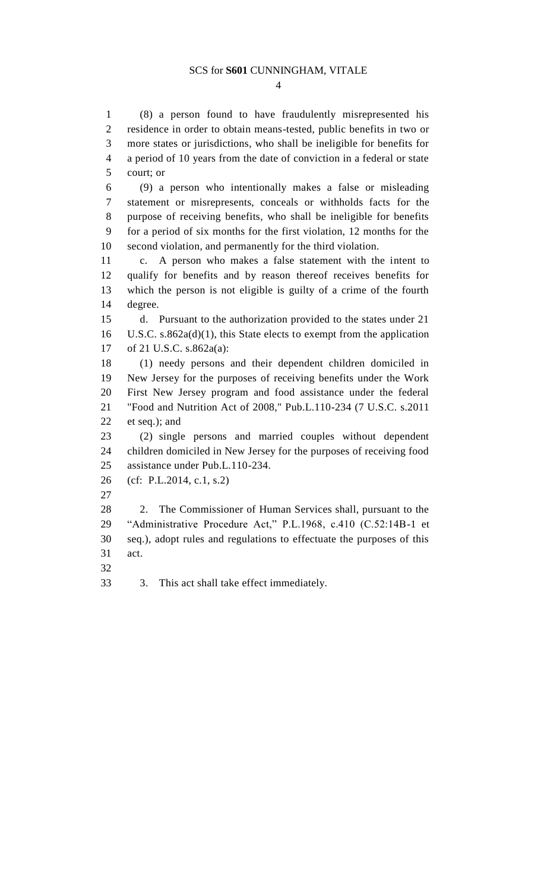(8) a person found to have fraudulently misrepresented his residence in order to obtain means-tested, public benefits in two or more states or jurisdictions, who shall be ineligible for benefits for a period of 10 years from the date of conviction in a federal or state court; or

(9) a person who intentionally makes a false or misleading statement or misrepresents, conceals or withholds facts for the purpose of receiving benefits, who shall be ineligible for benefits for a period of six months for the first violation, 12 months for the second violation, and permanently for the third violation.

c. A person who makes a false statement with the intent to qualify for benefits and by reason thereof receives benefits for which the person is not eligible is guilty of a crime of the fourth degree.

d. Pursuant to the authorization provided to the states under 21 U.S.C. s.862a(d)(1), this State elects to exempt from the application of 21 U.S.C. s.862a(a):

(1) needy persons and their dependent children domiciled in New Jersey for the purposes of receiving benefits under the Work First New Jersey program and food assistance under the federal "Food and Nutrition Act of 2008," Pub.L.110-234 (7 U.S.C. s.2011 et seq.); and

(2) single persons and married couples without dependent children domiciled in New Jersey for the purposes of receiving food assistance under Pub.L.110-234.

(cf: P.L.2014, c.1, s.2)

2. The Commissioner of Human Services shall, pursuant to the "Administrative Procedure Act," P.L.1968, c.410 (C.52:14B-1 et seq.), adopt rules and regulations to effectuate the purposes of this act.

3. This act shall take effect immediately.